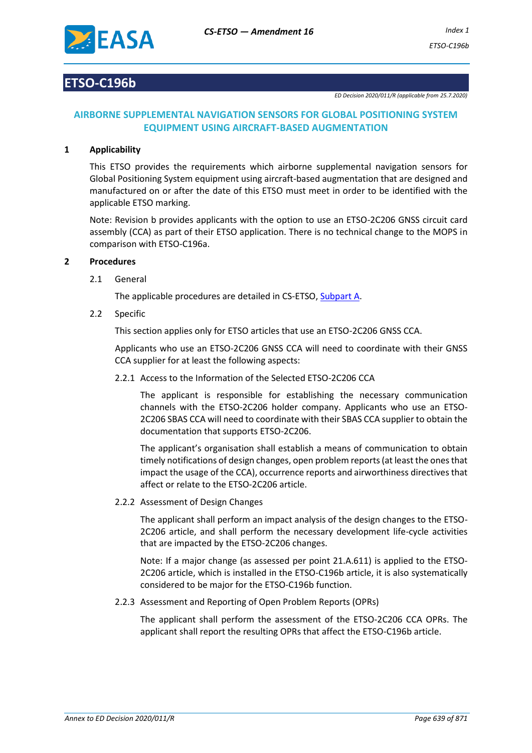# ETSO-C196b

*ED Decision 2020/011/R (applicable from 25.7.2020)*

## AIRBORNE SUPPLEMENTAL NAVIGATION SENSORS FOR GLOBAL POSITIONING SYSTEM EQUIPMENT USING AIRCRAFT-BASED AUGMENTATION

### 1 Applicability

This ETSO provides the requirements which airborne supplemental navigation sensors for Global Positioning System equipment using aircraft-based augmentation that are designed and manufactured on or after the date of this ETSO must meet in order to be identified with the applicable ETSO marking.

Note: Revision b provides applicants with the option to use an ETSO-2C206 GNSS circuit card assembly (CCA) as part of their ETSO application. There is no technical change to the MOPS in comparison with ETSO-C196a.

### 2 Procedures

2.1 General

The applicable procedures are detailed in CS-ETSO, Subpart A.

2.2 Specific

This section applies only for ETSO articles that use an ETSO-2C206 GNSS CCA.

Applicants who use an ETSO-2C206 GNSS CCA will need to coordinate with their GNSS CCA supplier for at least the following aspects:

2.2.1 Access to the Information of the Selected ETSO-2C206 CCA

The applicant is responsible for establishing the necessary communication channels with the ETSO-2C206 holder company. Applicants who use an ETSO-2C206 SBAS CCA will need to coordinate with their SBAS CCA supplier to obtain the documentation that supports ETSO-2C206.

The applicant's organisation shall establish a means of communication to obtain timely notifications of design changes, open problem reports (at least the ones that impact the usage of the CCA), occurrence reports and airworthiness directives that affect or relate to the ETSO-2C206 article.

2.2.2 Assessment of Design Changes

The applicant shall perform an impact analysis of the design changes to the ETSO-2C206 article, and shall perform the necessary development life-cycle activities that are impacted by the ETSO-2C206 changes.

Note: If a major change (as assessed per point 21.A.611) is applied to the ETSO-2C206 article, which is installed in the ETSO-C196b article, it is also systematically considered to be major for the ETSO-C196b function.

2.2.3 Assessment and Reporting of Open Problem Reports (OPRs)

The applicant shall perform the assessment of the ETSO-2C206 CCA OPRs. The applicant shall report the resulting OPRs that affect the ETSO-C196b article.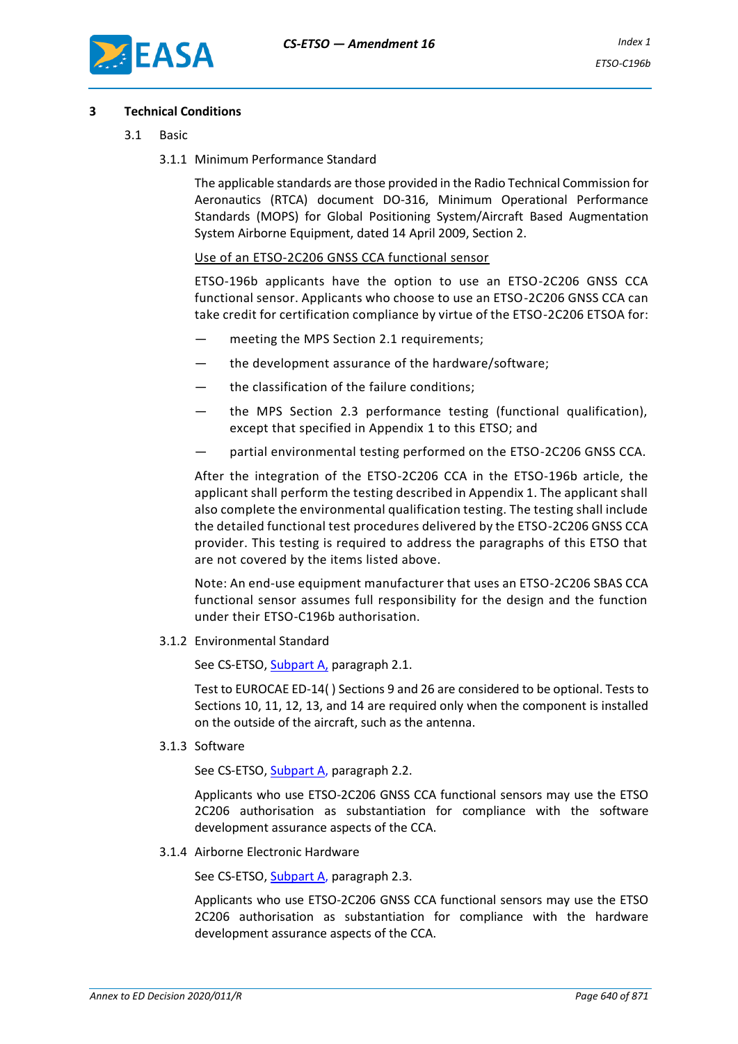## 3 Technical Conditions

### 3.1 Basic

#### 3.1.1 Minimum Performance Standard

The applicable standards are those provided in the Radio Technical Commission for Aeronautics (RTCA) document DO-316, Minimum Operational Performance Standards (MOPS) for Global Positioning System/Aircraft Based Augmentation System Airborne Equipment, dated 14 April 2009, Section 2.

Use of an ETSO-2C206 GNSS CCA functional sensor

ETSO-196b applicants have the option to use an ETSO-2C206 GNSS CCA functional sensor. Applicants who choose to use an ETSO-2C206 GNSS CCA can take credit for certification compliance by virtue of the ETSO-2C206 ETSOA for:

— meeting the MPS Section 2.1 requirements;

— the development assurance of the hardware/software;

— the classification of the failure conditions;

— the MPS Section 2.3 performance testing (functional qualification), except that specified in Appendix 1 to this ETSO; and

— partial environmental testing performed on the ETSO-2C206 GNSS CCA.

After the integration of the ETSO-2C206 CCA in the ETSO-196b article, the applicant shall perform the testing described in Appendix 1. The applicant shall also complete the environmental qualification testing. The testing shall include the detailed functional test procedures delivered by the ETSO-2C206 GNSS CCA provider. This testing is required to address the paragraphs of this ETSO that are not covered by the items listed above.

Note: An end-use equipment manufacturer that uses an ETSO-2C206 SBAS CCA functional sensor assumes full responsibility for the design and the function under their ETSO-C196b authorisation.

#### 3.1.2 Environmental Standard

See CS-ETSO, Subpart A, paragraph 2.1.

Test to EUROCAE ED-14( ) Sections 9 and 26 are considered to be optional. Tests to Sections 10, 11, 12, 13, and 14 are required only when the component is installed on the outside of the aircraft, such as the antenna.

#### 3.1.3 Software

See CS-ETSO, Subpart A, paragraph 2.2.

Applicants who use ETSO-2C206 GNSS CCA functional sensors may use the ETSO 2C206 authorisation as substantiation for compliance with the software development assurance aspects of the CCA.

#### 3.1.4 Airborne Electronic Hardware

See CS-ETSO, Subpart A, paragraph 2.3.

Applicants who use ETSO-2C206 GNSS CCA functional sensors may use the ETSO 2C206 authorisation as substantiation for compliance with the hardware development assurance aspects of the CCA.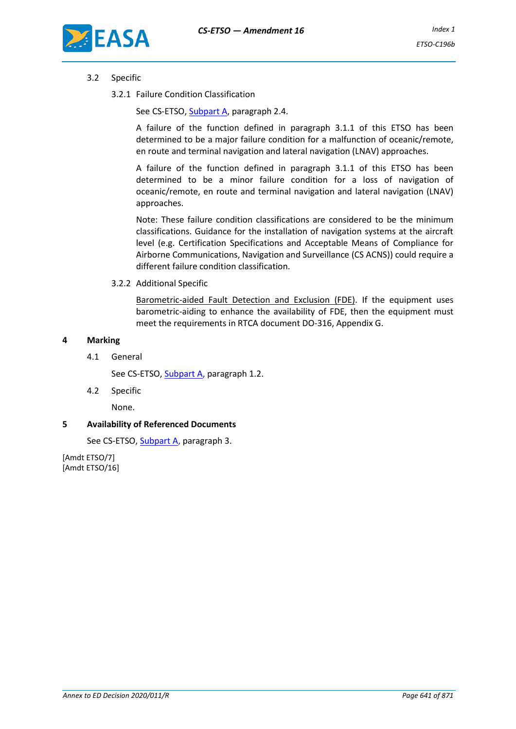3.2 Specific

3.2.1 Failure Condition Classification

See CS-ETSO, Subpart A, paragraph 2.4.

A failure of the function defined in paragraph 3.1.1 of this ETSO has been determined to be a major failure condition for a malfunction of oceanic/remote, en route and terminal navigation and lateral navigation (LNAV) approaches.

A failure of the function defined in paragraph 3.1.1 of this ETSO has been determined to be a minor failure condition for a loss of navigation of oceanic/remote, en route and terminal navigation and lateral navigation (LNAV) approaches.

Note: These failure condition classifications are considered to be the minimum classifications. Guidance for the installation of navigation systems at the aircraft level (e.g. Certification Specifications and Acceptable Means of Compliance for Airborne Communications, Navigation and Surveillance (CS ACNS)) could require a different failure condition classification.

3.2.2 Additional Specific

Barometric-aided Fault Detection and Exclusion (FDE). If the equipment uses barometric-aiding to enhance the availability of FDE, then the equipment must meet the requirements in RTCA document DO-316, Appendix G.

## 4 Marking

4.1 General

See CS-ETSO, Subpart A, paragraph 1.2.

4.2 Specific

None.

## 5 Availability of Referenced Documents

See CS-ETSO, Subpart A, paragraph 3.

[Amdt ETSO/7]
[Amdt ETSO/16]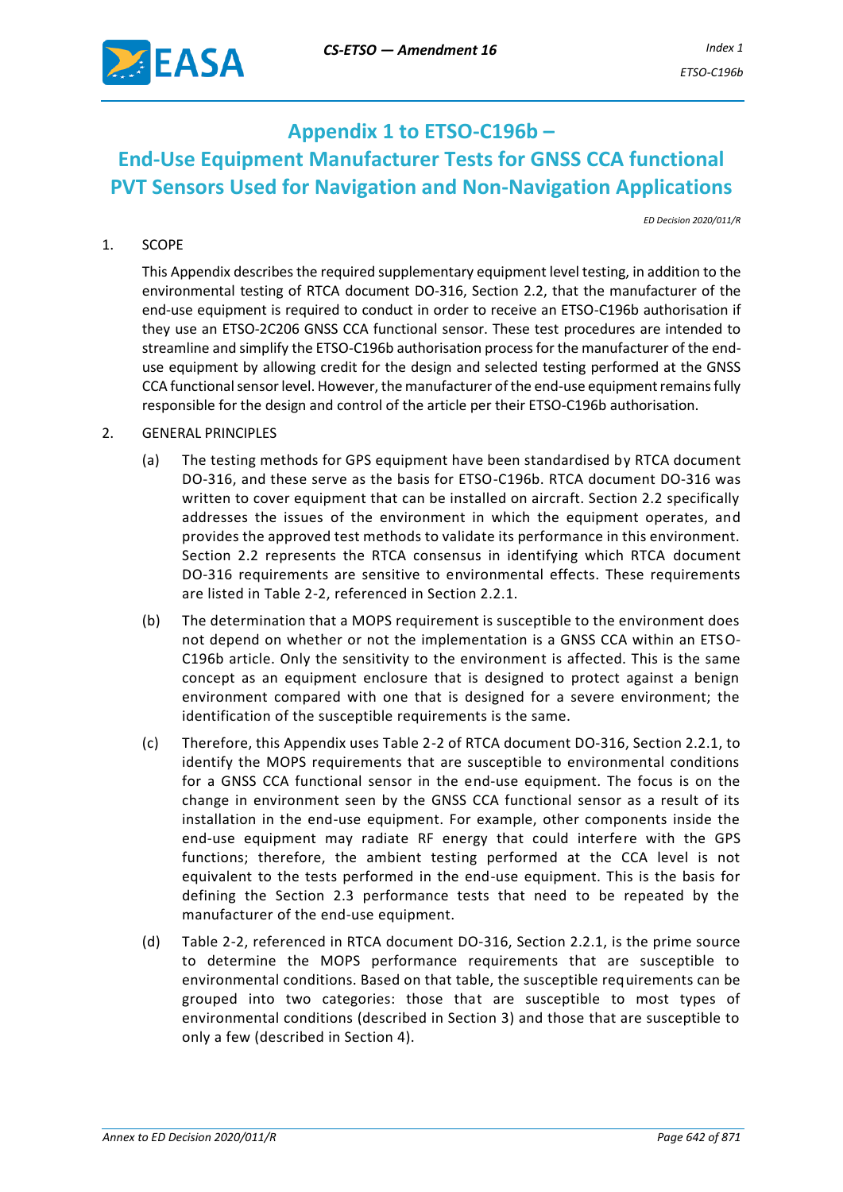# Appendix 1 to ETSO-C196b –
# End-Use Equipment Manufacturer Tests for GNSS CCA functional PVT Sensors Used for Navigation and Non-Navigation Applications

*ED Decision 2020/011/R*

1. SCOPE

   This Appendix describes the required supplementary equipment level testing, in addition to the environmental testing of RTCA document DO-316, Section 2.2, that the manufacturer of the end-use equipment is required to conduct in order to receive an ETSO-C196b authorisation if they use an ETSO-2C206 GNSS CCA functional sensor. These test procedures are intended to streamline and simplify the ETSO-C196b authorisation process for the manufacturer of the end-use equipment by allowing credit for the design and selected testing performed at the GNSS CCA functional sensor level. However, the manufacturer of the end-use equipment remains fully responsible for the design and control of the article per their ETSO-C196b authorisation.

2. GENERAL PRINCIPLES

   (a) The testing methods for GPS equipment have been standardised by RTCA document DO-316, and these serve as the basis for ETSO-C196b. RTCA document DO-316 was written to cover equipment that can be installed on aircraft. Section 2.2 specifically addresses the issues of the environment in which the equipment operates, and provides the approved test methods to validate its performance in this environment. Section 2.2 represents the RTCA consensus in identifying which RTCA document DO-316 requirements are sensitive to environmental effects. These requirements are listed in Table 2-2, referenced in Section 2.2.1.

   (b) The determination that a MOPS requirement is susceptible to the environment does not depend on whether or not the implementation is a GNSS CCA within an ETSO-C196b article. Only the sensitivity to the environment is affected. This is the same concept as an equipment enclosure that is designed to protect against a benign environment compared with one that is designed for a severe environment; the identification of the susceptible requirements is the same.

   (c) Therefore, this Appendix uses Table 2-2 of RTCA document DO-316, Section 2.2.1, to identify the MOPS requirements that are susceptible to environmental conditions for a GNSS CCA functional sensor in the end-use equipment. The focus is on the change in environment seen by the GNSS CCA functional sensor as a result of its installation in the end-use equipment. For example, other components inside the end-use equipment may radiate RF energy that could interfere with the GPS functions; therefore, the ambient testing performed at the CCA level is not equivalent to the tests performed in the end-use equipment. This is the basis for defining the Section 2.3 performance tests that need to be repeated by the manufacturer of the end-use equipment.

   (d) Table 2-2, referenced in RTCA document DO-316, Section 2.2.1, is the prime source to determine the MOPS performance requirements that are susceptible to environmental conditions. Based on that table, the susceptible requirements can be grouped into two categories: those that are susceptible to most types of environmental conditions (described in Section 3) and those that are susceptible to only a few (described in Section 4).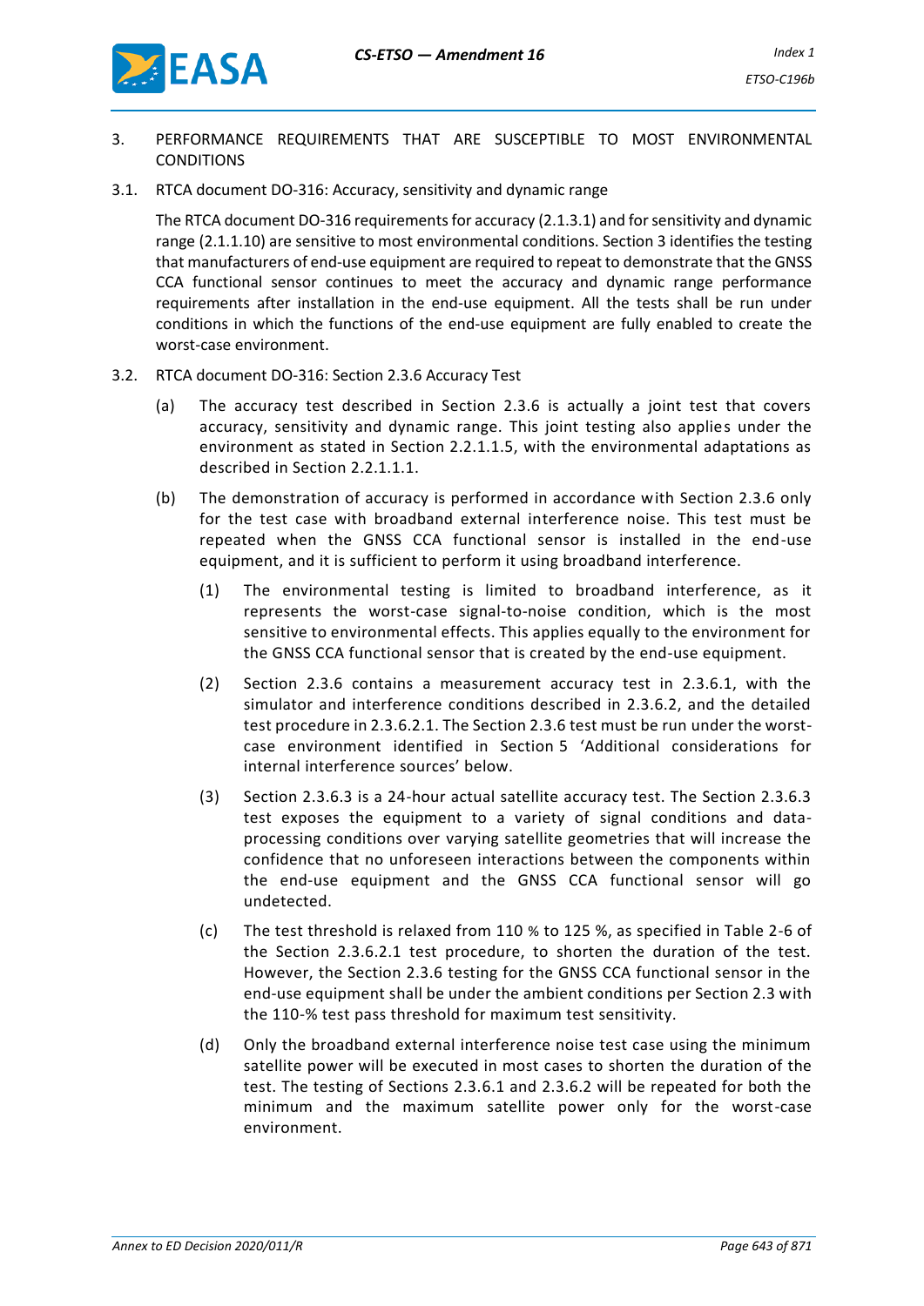## 3. PERFORMANCE REQUIREMENTS THAT ARE SUSCEPTIBLE TO MOST ENVIRONMENTAL CONDITIONS

### 3.1. RTCA document DO-316: Accuracy, sensitivity and dynamic range

The RTCA document DO-316 requirements for accuracy (2.1.3.1) and for sensitivity and dynamic range (2.1.1.10) are sensitive to most environmental conditions. Section 3 identifies the testing that manufacturers of end-use equipment are required to repeat to demonstrate that the GNSS CCA functional sensor continues to meet the accuracy and dynamic range performance requirements after installation in the end-use equipment. All the tests shall be run under conditions in which the functions of the end-use equipment are fully enabled to create the worst-case environment.

### 3.2. RTCA document DO-316: Section 2.3.6 Accuracy Test

(a) The accuracy test described in Section 2.3.6 is actually a joint test that covers accuracy, sensitivity and dynamic range. This joint testing also applies under the environment as stated in Section 2.2.1.1.5, with the environmental adaptations as described in Section 2.2.1.1.1.

(b) The demonstration of accuracy is performed in accordance with Section 2.3.6 only for the test case with broadband external interference noise. This test must be repeated when the GNSS CCA functional sensor is installed in the end-use equipment, and it is sufficient to perform it using broadband interference.

(1) The environmental testing is limited to broadband interference, as it represents the worst-case signal-to-noise condition, which is the most sensitive to environmental effects. This applies equally to the environment for the GNSS CCA functional sensor that is created by the end-use equipment.

(2) Section 2.3.6 contains a measurement accuracy test in 2.3.6.1, with the simulator and interference conditions described in 2.3.6.2, and the detailed test procedure in 2.3.6.2.1. The Section 2.3.6 test must be run under the worst-case environment identified in Section 5 'Additional considerations for internal interference sources' below.

(3) Section 2.3.6.3 is a 24-hour actual satellite accuracy test. The Section 2.3.6.3 test exposes the equipment to a variety of signal conditions and data-processing conditions over varying satellite geometries that will increase the confidence that no unforeseen interactions between the components within the end-use equipment and the GNSS CCA functional sensor will go undetected.

(c) The test threshold is relaxed from 110 % to 125 %, as specified in Table 2-6 of the Section 2.3.6.2.1 test procedure, to shorten the duration of the test. However, the Section 2.3.6 testing for the GNSS CCA functional sensor in the end-use equipment shall be under the ambient conditions per Section 2.3 with the 110-% test pass threshold for maximum test sensitivity.

(d) Only the broadband external interference noise test case using the minimum satellite power will be executed in most cases to shorten the duration of the test. The testing of Sections 2.3.6.1 and 2.3.6.2 will be repeated for both the minimum and the maximum satellite power only for the worst-case environment.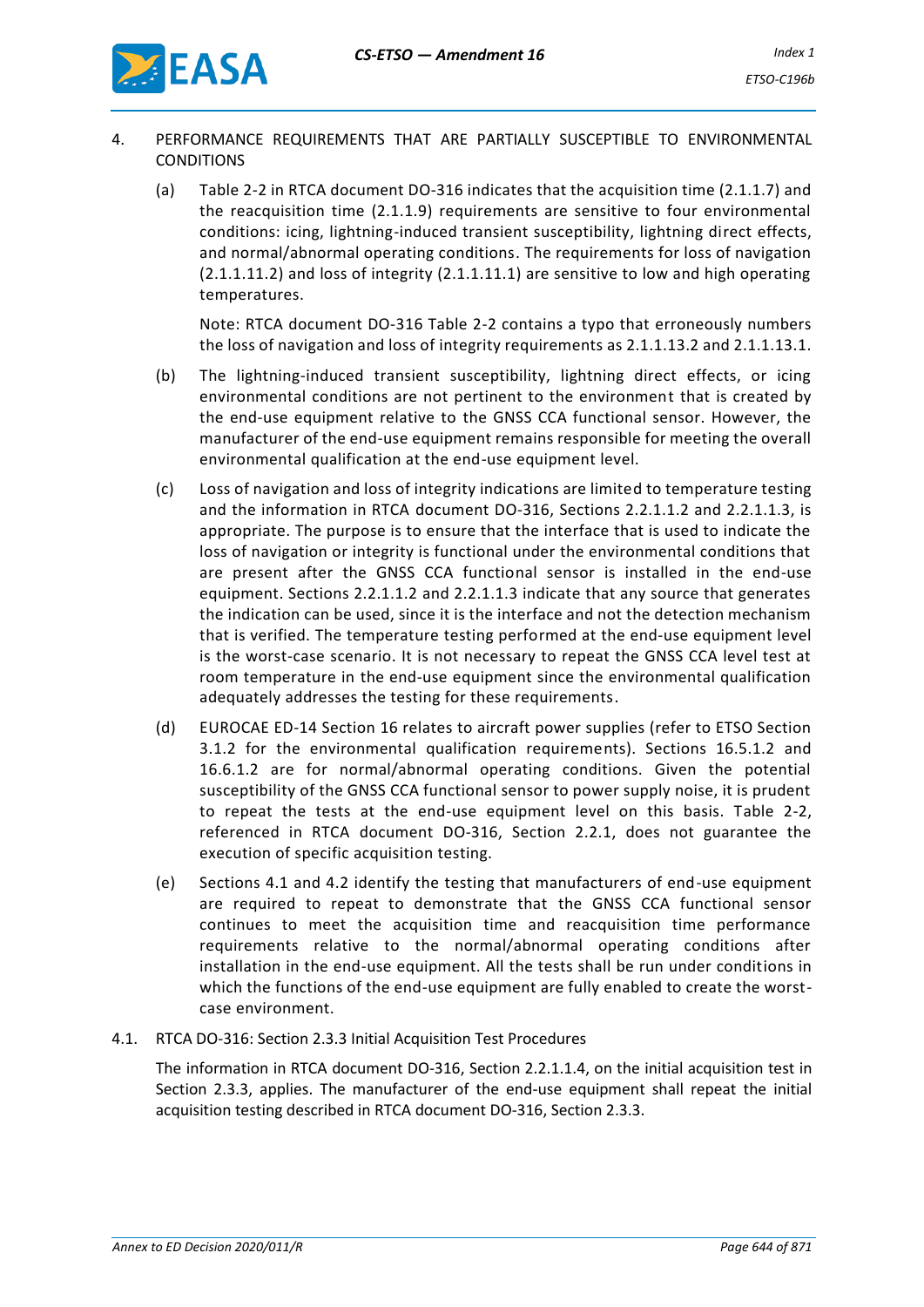## 4. PERFORMANCE REQUIREMENTS THAT ARE PARTIALLY SUSCEPTIBLE TO ENVIRONMENTAL CONDITIONS

(a) Table 2-2 in RTCA document DO-316 indicates that the acquisition time (2.1.1.7) and the reacquisition time (2.1.1.9) requirements are sensitive to four environmental conditions: icing, lightning-induced transient susceptibility, lightning direct effects, and normal/abnormal operating conditions. The requirements for loss of navigation (2.1.1.11.2) and loss of integrity (2.1.1.11.1) are sensitive to low and high operating temperatures.

Note: RTCA document DO-316 Table 2-2 contains a typo that erroneously numbers the loss of navigation and loss of integrity requirements as 2.1.1.13.2 and 2.1.1.13.1.

(b) The lightning-induced transient susceptibility, lightning direct effects, or icing environmental conditions are not pertinent to the environment that is created by the end-use equipment relative to the GNSS CCA functional sensor. However, the manufacturer of the end-use equipment remains responsible for meeting the overall environmental qualification at the end-use equipment level.

(c) Loss of navigation and loss of integrity indications are limited to temperature testing and the information in RTCA document DO-316, Sections 2.2.1.1.2 and 2.2.1.1.3, is appropriate. The purpose is to ensure that the interface that is used to indicate the loss of navigation or integrity is functional under the environmental conditions that are present after the GNSS CCA functional sensor is installed in the end-use equipment. Sections 2.2.1.1.2 and 2.2.1.1.3 indicate that any source that generates the indication can be used, since it is the interface and not the detection mechanism that is verified. The temperature testing performed at the end-use equipment level is the worst-case scenario. It is not necessary to repeat the GNSS CCA level test at room temperature in the end-use equipment since the environmental qualification adequately addresses the testing for these requirements.

(d) EUROCAE ED-14 Section 16 relates to aircraft power supplies (refer to ETSO Section 3.1.2 for the environmental qualification requirements). Sections 16.5.1.2 and 16.6.1.2 are for normal/abnormal operating conditions. Given the potential susceptibility of the GNSS CCA functional sensor to power supply noise, it is prudent to repeat the tests at the end-use equipment level on this basis. Table 2-2, referenced in RTCA document DO-316, Section 2.2.1, does not guarantee the execution of specific acquisition testing.

(e) Sections 4.1 and 4.2 identify the testing that manufacturers of end-use equipment are required to repeat to demonstrate that the GNSS CCA functional sensor continues to meet the acquisition time and reacquisition time performance requirements relative to the normal/abnormal operating conditions after installation in the end-use equipment. All the tests shall be run under conditions in which the functions of the end-use equipment are fully enabled to create the worst-case environment.

### 4.1. RTCA DO-316: Section 2.3.3 Initial Acquisition Test Procedures

The information in RTCA document DO-316, Section 2.2.1.1.4, on the initial acquisition test in Section 2.3.3, applies. The manufacturer of the end-use equipment shall repeat the initial acquisition testing described in RTCA document DO-316, Section 2.3.3.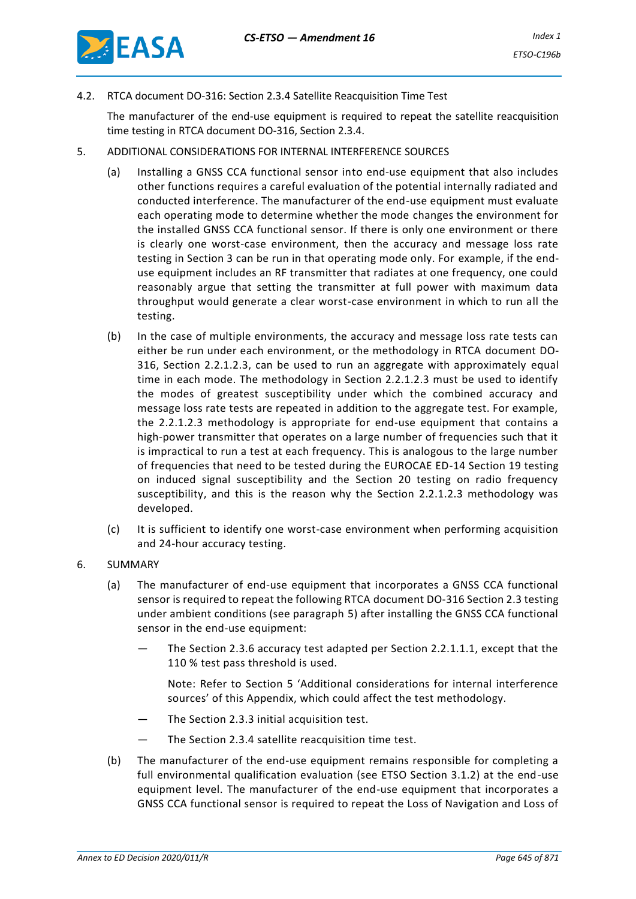4.2. RTCA document DO-316: Section 2.3.4 Satellite Reacquisition Time Test

The manufacturer of the end-use equipment is required to repeat the satellite reacquisition time testing in RTCA document DO-316, Section 2.3.4.

5. ADDITIONAL CONSIDERATIONS FOR INTERNAL INTERFERENCE SOURCES

(a) Installing a GNSS CCA functional sensor into end-use equipment that also includes other functions requires a careful evaluation of the potential internally radiated and conducted interference. The manufacturer of the end-use equipment must evaluate each operating mode to determine whether the mode changes the environment for the installed GNSS CCA functional sensor. If there is only one environment or there is clearly one worst-case environment, then the accuracy and message loss rate testing in Section 3 can be run in that operating mode only. For example, if the end-use equipment includes an RF transmitter that radiates at one frequency, one could reasonably argue that setting the transmitter at full power with maximum data throughput would generate a clear worst-case environment in which to run all the testing.

(b) In the case of multiple environments, the accuracy and message loss rate tests can either be run under each environment, or the methodology in RTCA document DO-316, Section 2.2.1.2.3, can be used to run an aggregate with approximately equal time in each mode. The methodology in Section 2.2.1.2.3 must be used to identify the modes of greatest susceptibility under which the combined accuracy and message loss rate tests are repeated in addition to the aggregate test. For example, the 2.2.1.2.3 methodology is appropriate for end-use equipment that contains a high-power transmitter that operates on a large number of frequencies such that it is impractical to run a test at each frequency. This is analogous to the large number of frequencies that need to be tested during the EUROCAE ED-14 Section 19 testing on induced signal susceptibility and the Section 20 testing on radio frequency susceptibility, and this is the reason why the Section 2.2.1.2.3 methodology was developed.

(c) It is sufficient to identify one worst-case environment when performing acquisition and 24-hour accuracy testing.

6. SUMMARY

(a) The manufacturer of end-use equipment that incorporates a GNSS CCA functional sensor is required to repeat the following RTCA document DO-316 Section 2.3 testing under ambient conditions (see paragraph 5) after installing the GNSS CCA functional sensor in the end-use equipment:

— The Section 2.3.6 accuracy test adapted per Section 2.2.1.1.1, except that the 110 % test pass threshold is used.

  Note: Refer to Section 5 'Additional considerations for internal interference sources' of this Appendix, which could affect the test methodology.

— The Section 2.3.3 initial acquisition test.

— The Section 2.3.4 satellite reacquisition time test.

(b) The manufacturer of the end-use equipment remains responsible for completing a full environmental qualification evaluation (see ETSO Section 3.1.2) at the end-use equipment level. The manufacturer of the end-use equipment that incorporates a GNSS CCA functional sensor is required to repeat the Loss of Navigation and Loss of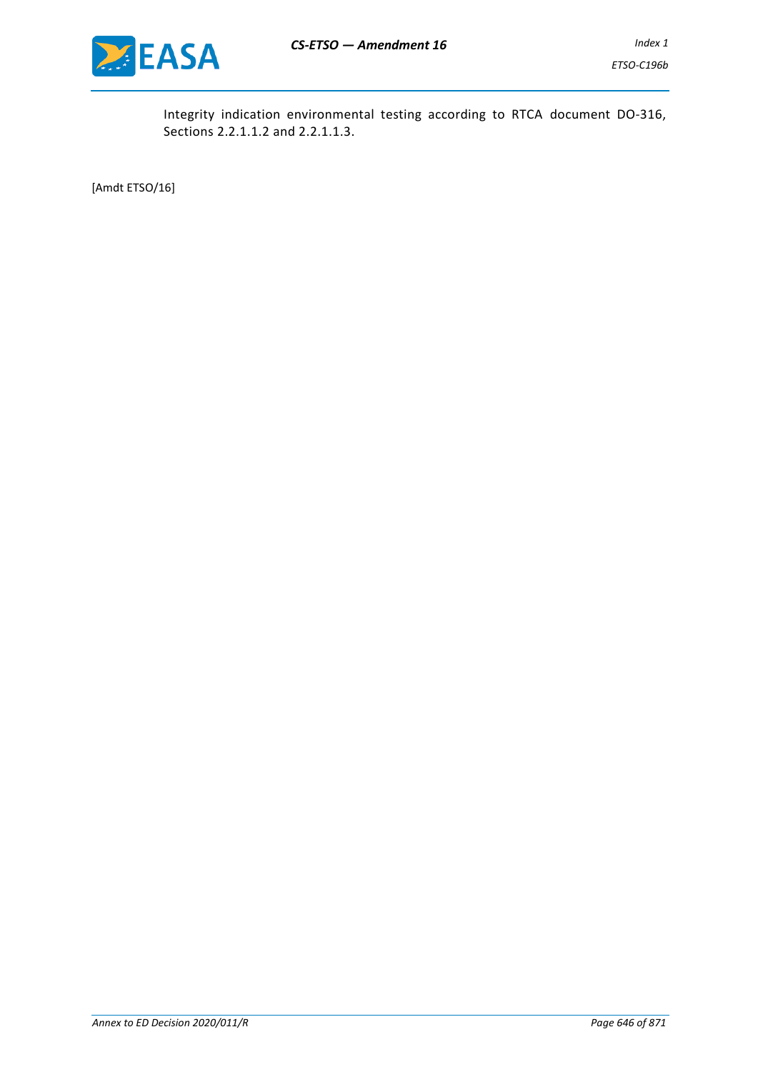Integrity indication environmental testing according to RTCA document DO-316, Sections 2.2.1.1.2 and 2.2.1.1.3.

[Amdt ETSO/16]